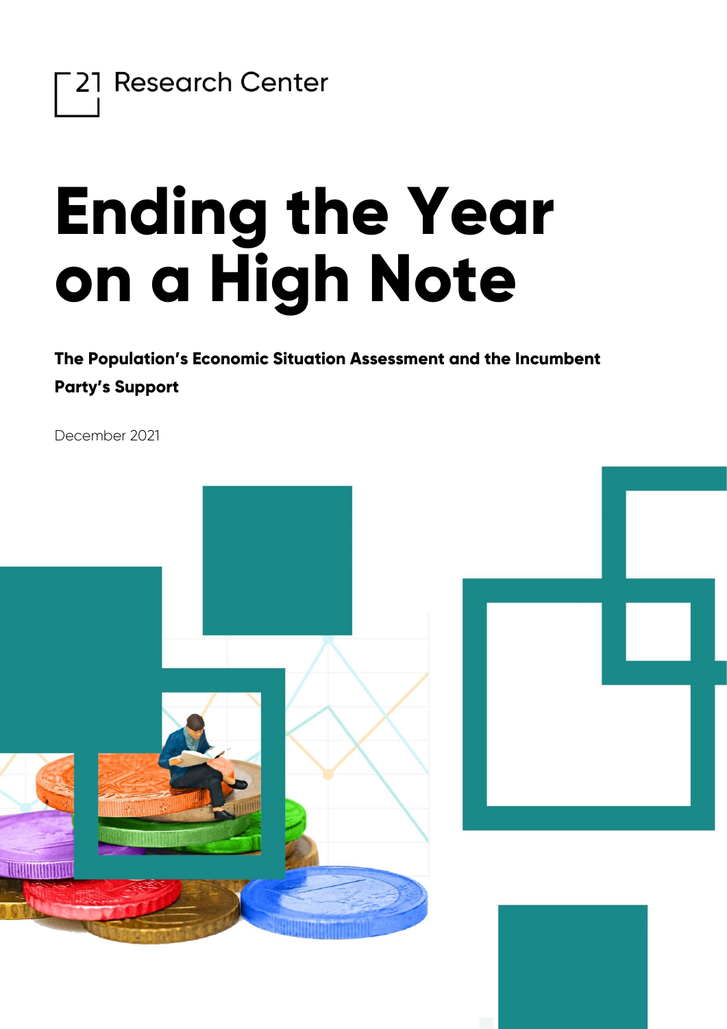21 Research Center

# Ending the Year on a High Note

**The Population's Economic Situation Assessment and the Incumbent Party's Support**

December 2021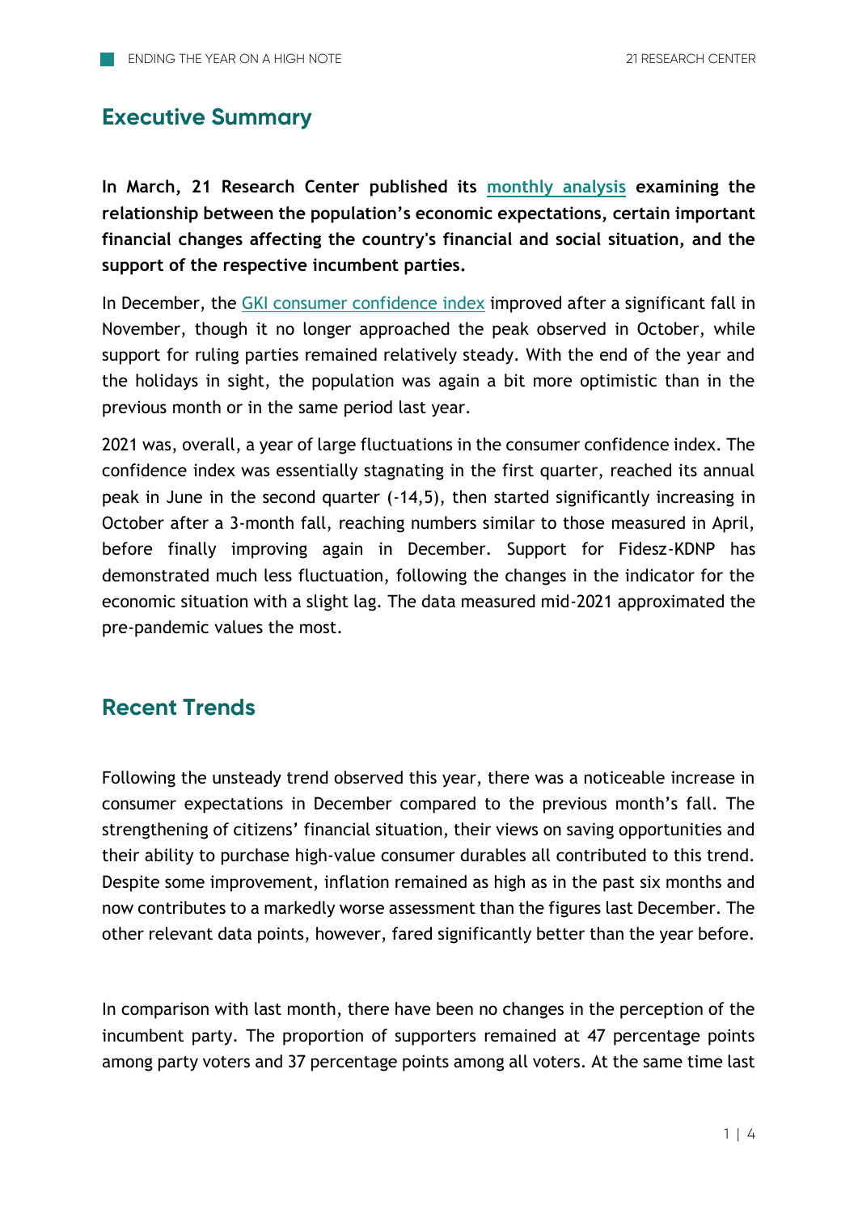## Executive Summary

**In March, 21 Research Center published its monthly analysis examining the relationship between the population's economic expectations, certain important financial changes affecting the country's financial and social situation, and the support of the respective incumbent parties.**

In December, the GKI consumer confidence index improved after a significant fall in November, though it no longer approached the peak observed in October, while support for ruling parties remained relatively steady. With the end of the year and the holidays in sight, the population was again a bit more optimistic than in the previous month or in the same period last year.

2021 was, overall, a year of large fluctuations in the consumer confidence index. The confidence index was essentially stagnating in the first quarter, reached its annual peak in June in the second quarter (-14,5), then started significantly increasing in October after a 3-month fall, reaching numbers similar to those measured in April, before finally improving again in December. Support for Fidesz-KDNP has demonstrated much less fluctuation, following the changes in the indicator for the economic situation with a slight lag. The data measured mid-2021 approximated the pre-pandemic values the most.

## Recent Trends

Following the unsteady trend observed this year, there was a noticeable increase in consumer expectations in December compared to the previous month's fall. The strengthening of citizens' financial situation, their views on saving opportunities and their ability to purchase high-value consumer durables all contributed to this trend. Despite some improvement, inflation remained as high as in the past six months and now contributes to a markedly worse assessment than the figures last December. The other relevant data points, however, fared significantly better than the year before.

In comparison with last month, there have been no changes in the perception of the incumbent party. The proportion of supporters remained at 47 percentage points among party voters and 37 percentage points among all voters. At the same time last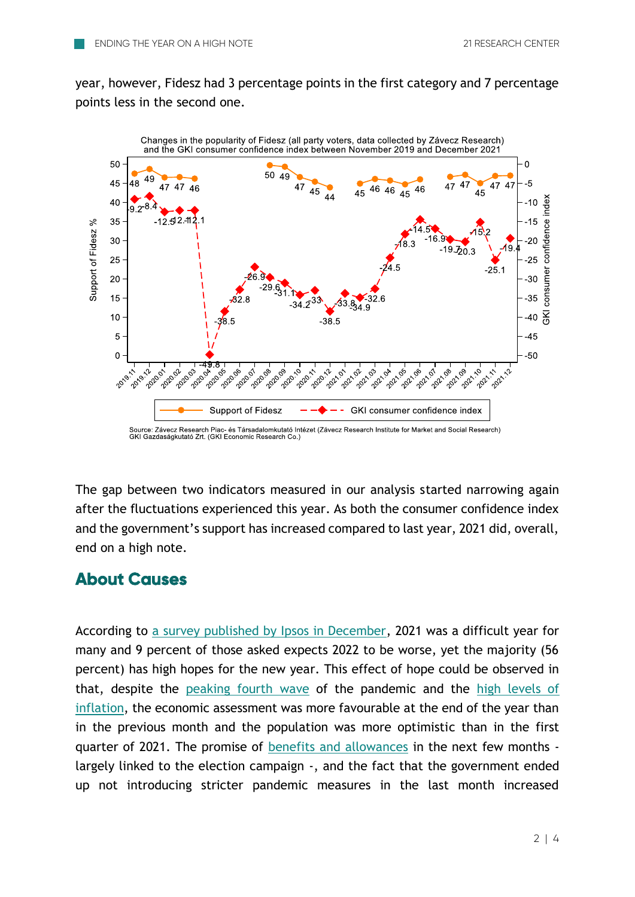year, however, Fidesz had 3 percentage points in the first category and 7 percentage points less in the second one.

Changes in the popularity of Fidesz (all party voters, data collected by Závecz Research) and the GKI consumer confidence index between November 2019 and December 2021

Source: Závecz Research Piac- és Társadalomkutató Intézet (Závecz Research Institute for Market and Social Research)
GKI Gazdaságkutató Zrt. (GKI Economic Research Co.)

The gap between two indicators measured in our analysis started narrowing again after the fluctuations experienced this year. As both the consumer confidence index and the government's support has increased compared to last year, 2021 did, overall, end on a high note.

## About Causes

According to a survey published by Ipsos in December, 2021 was a difficult year for many and 9 percent of those asked expects 2022 to be worse, yet the majority (56 percent) has high hopes for the new year. This effect of hope could be observed in that, despite the peaking fourth wave of the pandemic and the high levels of inflation, the economic assessment was more favourable at the end of the year than in the previous month and the population was more optimistic than in the first quarter of 2021. The promise of benefits and allowances in the next few months - largely linked to the election campaign -, and the fact that the government ended up not introducing stricter pandemic measures in the last month increased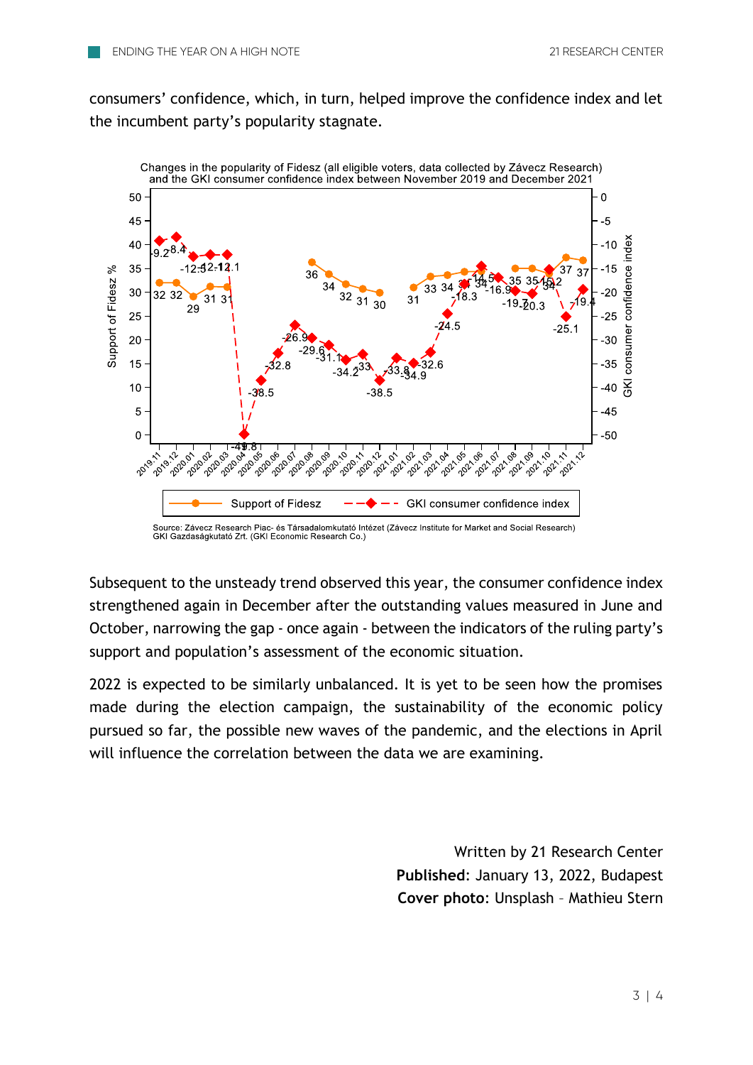consumers' confidence, which, in turn, helped improve the confidence index and let the incumbent party's popularity stagnate.

Changes in the popularity of Fidesz (all eligible voters, data collected by Závecz Research) and the GKI consumer confidence index between November 2019 and December 2021

Support of Fidesz %

GKI consumer confidence index

Support of Fidesz

GKI consumer confidence index

Source: Závecz Research Piac- és Társadalomkutató Intézet (Závecz Institute for Market and Social Research)
GKI Gazdaságkutató Zrt. (GKI Economic Research Co.)

Subsequent to the unsteady trend observed this year, the consumer confidence index strengthened again in December after the outstanding values measured in June and October, narrowing the gap - once again - between the indicators of the ruling party's support and population's assessment of the economic situation.

2022 is expected to be similarly unbalanced. It is yet to be seen how the promises made during the election campaign, the sustainability of the economic policy pursued so far, the possible new waves of the pandemic, and the elections in April will influence the correlation between the data we are examining.

Written by 21 Research Center
**Published**: January 13, 2022, Budapest
**Cover photo**: Unsplash – Mathieu Stern